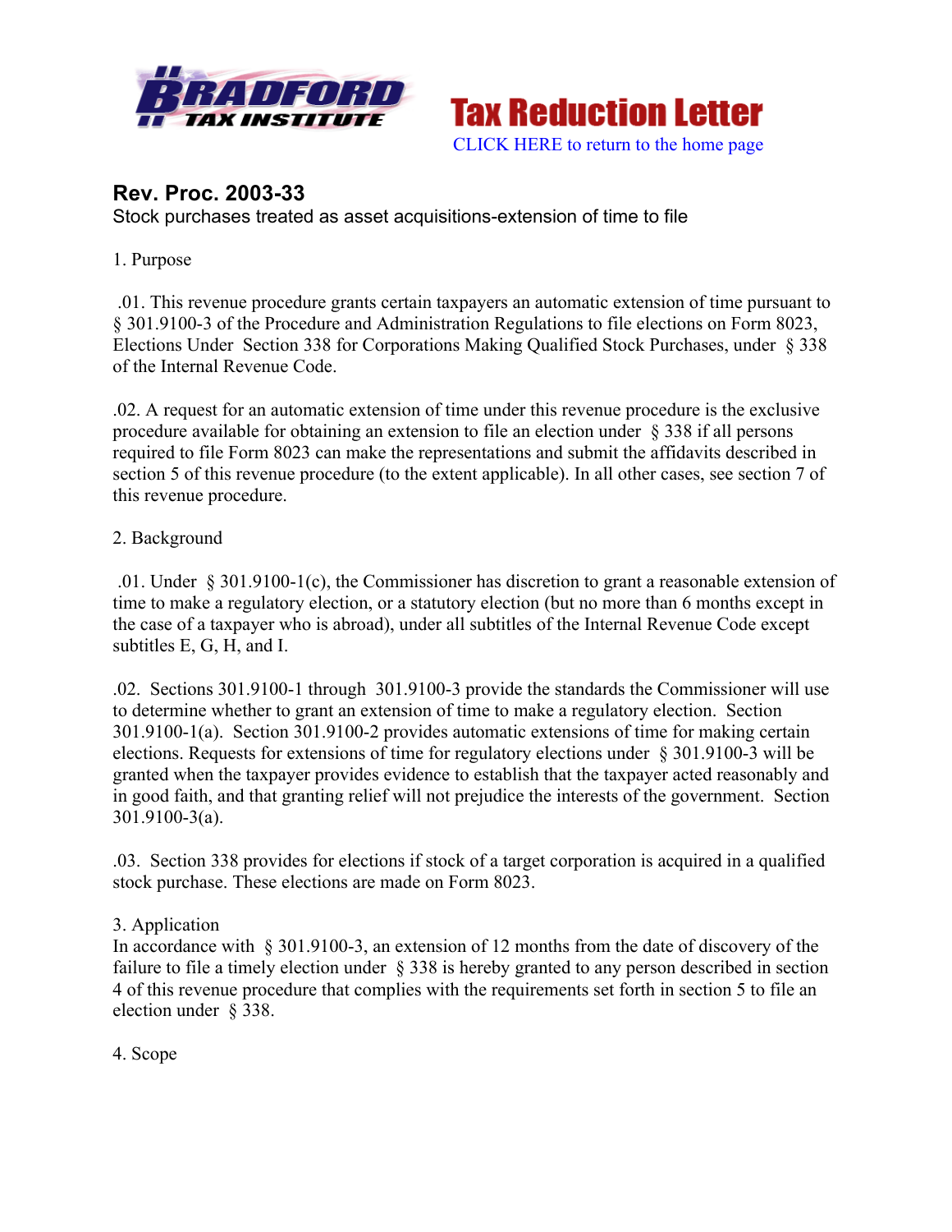**BRADFORD TAX INSTITUTE** Tax Reduction Letter

CLICK HERE to return to the home page

## Rev. Proc. 2003-33

Stock purchases treated as asset acquisitions-extension of time to file

1. Purpose

.01. This revenue procedure grants certain taxpayers an automatic extension of time pursuant to § 301.9100-3 of the Procedure and Administration Regulations to file elections on Form 8023, Elections Under Section 338 for Corporations Making Qualified Stock Purchases, under § 338 of the Internal Revenue Code.

.02. A request for an automatic extension of time under this revenue procedure is the exclusive procedure available for obtaining an extension to file an election under § 338 if all persons required to file Form 8023 can make the representations and submit the affidavits described in section 5 of this revenue procedure (to the extent applicable). In all other cases, see section 7 of this revenue procedure.

2. Background

.01. Under § 301.9100-1(c), the Commissioner has discretion to grant a reasonable extension of time to make a regulatory election, or a statutory election (but no more than 6 months except in the case of a taxpayer who is abroad), under all subtitles of the Internal Revenue Code except subtitles E, G, H, and I.

.02. Sections 301.9100-1 through 301.9100-3 provide the standards the Commissioner will use to determine whether to grant an extension of time to make a regulatory election. Section 301.9100-1(a). Section 301.9100-2 provides automatic extensions of time for making certain elections. Requests for extensions of time for regulatory elections under § 301.9100-3 will be granted when the taxpayer provides evidence to establish that the taxpayer acted reasonably and in good faith, and that granting relief will not prejudice the interests of the government. Section 301.9100-3(a).

.03. Section 338 provides for elections if stock of a target corporation is acquired in a qualified stock purchase. These elections are made on Form 8023.

3. Application

In accordance with § 301.9100-3, an extension of 12 months from the date of discovery of the failure to file a timely election under § 338 is hereby granted to any person described in section 4 of this revenue procedure that complies with the requirements set forth in section 5 to file an election under § 338.

4. Scope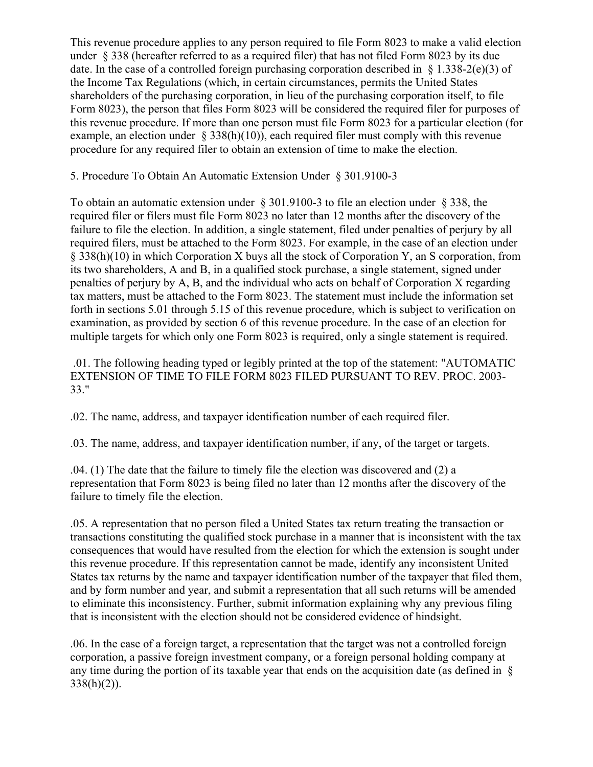This revenue procedure applies to any person required to file Form 8023 to make a valid election under § 338 (hereafter referred to as a required filer) that has not filed Form 8023 by its due date. In the case of a controlled foreign purchasing corporation described in § 1.338-2(e)(3) of the Income Tax Regulations (which, in certain circumstances, permits the United States shareholders of the purchasing corporation, in lieu of the purchasing corporation itself, to file Form 8023), the person that files Form 8023 will be considered the required filer for purposes of this revenue procedure. If more than one person must file Form 8023 for a particular election (for example, an election under § 338(h)(10)), each required filer must comply with this revenue procedure for any required filer to obtain an extension of time to make the election.

## 5. Procedure To Obtain An Automatic Extension Under § 301.9100-3

To obtain an automatic extension under § 301.9100-3 to file an election under § 338, the required filer or filers must file Form 8023 no later than 12 months after the discovery of the failure to file the election. In addition, a single statement, filed under penalties of perjury by all required filers, must be attached to the Form 8023. For example, in the case of an election under § 338(h)(10) in which Corporation X buys all the stock of Corporation Y, an S corporation, from its two shareholders, A and B, in a qualified stock purchase, a single statement, signed under penalties of perjury by A, B, and the individual who acts on behalf of Corporation X regarding tax matters, must be attached to the Form 8023. The statement must include the information set forth in sections 5.01 through 5.15 of this revenue procedure, which is subject to verification on examination, as provided by section 6 of this revenue procedure. In the case of an election for multiple targets for which only one Form 8023 is required, only a single statement is required.

.01. The following heading typed or legibly printed at the top of the statement: "AUTOMATIC EXTENSION OF TIME TO FILE FORM 8023 FILED PURSUANT TO REV. PROC. 2003-33."

.02. The name, address, and taxpayer identification number of each required filer.

.03. The name, address, and taxpayer identification number, if any, of the target or targets.

.04. (1) The date that the failure to timely file the election was discovered and (2) a representation that Form 8023 is being filed no later than 12 months after the discovery of the failure to timely file the election.

.05. A representation that no person filed a United States tax return treating the transaction or transactions constituting the qualified stock purchase in a manner that is inconsistent with the tax consequences that would have resulted from the election for which the extension is sought under this revenue procedure. If this representation cannot be made, identify any inconsistent United States tax returns by the name and taxpayer identification number of the taxpayer that filed them, and by form number and year, and submit a representation that all such returns will be amended to eliminate this inconsistency. Further, submit information explaining why any previous filing that is inconsistent with the election should not be considered evidence of hindsight.

.06. In the case of a foreign target, a representation that the target was not a controlled foreign corporation, a passive foreign investment company, or a foreign personal holding company at any time during the portion of its taxable year that ends on the acquisition date (as defined in § 338(h)(2)).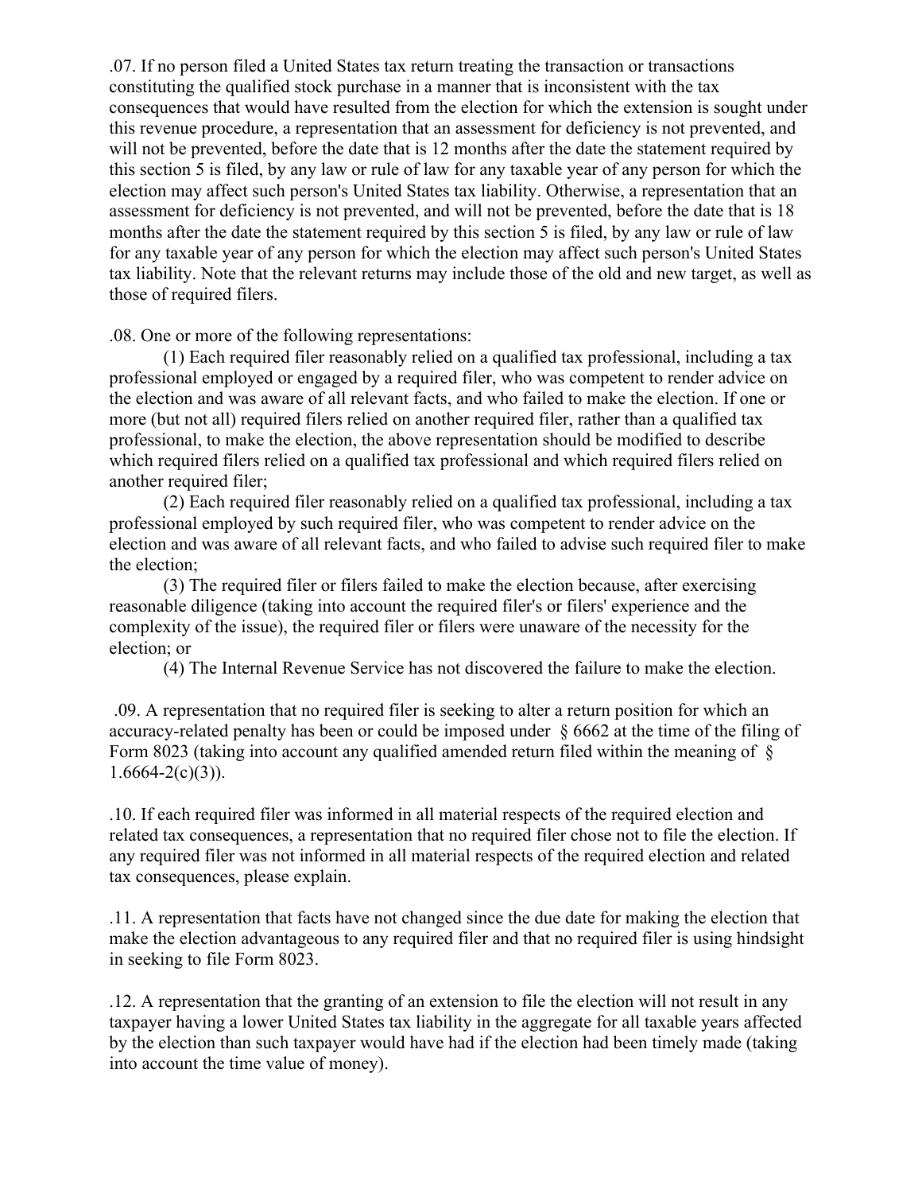.07. If no person filed a United States tax return treating the transaction or transactions constituting the qualified stock purchase in a manner that is inconsistent with the tax consequences that would have resulted from the election for which the extension is sought under this revenue procedure, a representation that an assessment for deficiency is not prevented, and will not be prevented, before the date that is 12 months after the date the statement required by this section 5 is filed, by any law or rule of law for any taxable year of any person for which the election may affect such person's United States tax liability. Otherwise, a representation that an assessment for deficiency is not prevented, and will not be prevented, before the date that is 18 months after the date the statement required by this section 5 is filed, by any law or rule of law for any taxable year of any person for which the election may affect such person's United States tax liability. Note that the relevant returns may include those of the old and new target, as well as those of required filers.

.08. One or more of the following representations:

(1) Each required filer reasonably relied on a qualified tax professional, including a tax professional employed or engaged by a required filer, who was competent to render advice on the election and was aware of all relevant facts, and who failed to make the election. If one or more (but not all) required filers relied on another required filer, rather than a qualified tax professional, to make the election, the above representation should be modified to describe which required filers relied on a qualified tax professional and which required filers relied on another required filer;

(2) Each required filer reasonably relied on a qualified tax professional, including a tax professional employed by such required filer, who was competent to render advice on the election and was aware of all relevant facts, and who failed to advise such required filer to make the election;

(3) The required filer or filers failed to make the election because, after exercising reasonable diligence (taking into account the required filer's or filers' experience and the complexity of the issue), the required filer or filers were unaware of the necessity for the election; or

(4) The Internal Revenue Service has not discovered the failure to make the election.

.09. A representation that no required filer is seeking to alter a return position for which an accuracy-related penalty has been or could be imposed under § 6662 at the time of the filing of Form 8023 (taking into account any qualified amended return filed within the meaning of § 1.6664-2(c)(3)).

.10. If each required filer was informed in all material respects of the required election and related tax consequences, a representation that no required filer chose not to file the election. If any required filer was not informed in all material respects of the required election and related tax consequences, please explain.

.11. A representation that facts have not changed since the due date for making the election that make the election advantageous to any required filer and that no required filer is using hindsight in seeking to file Form 8023.

.12. A representation that the granting of an extension to file the election will not result in any taxpayer having a lower United States tax liability in the aggregate for all taxable years affected by the election than such taxpayer would have had if the election had been timely made (taking into account the time value of money).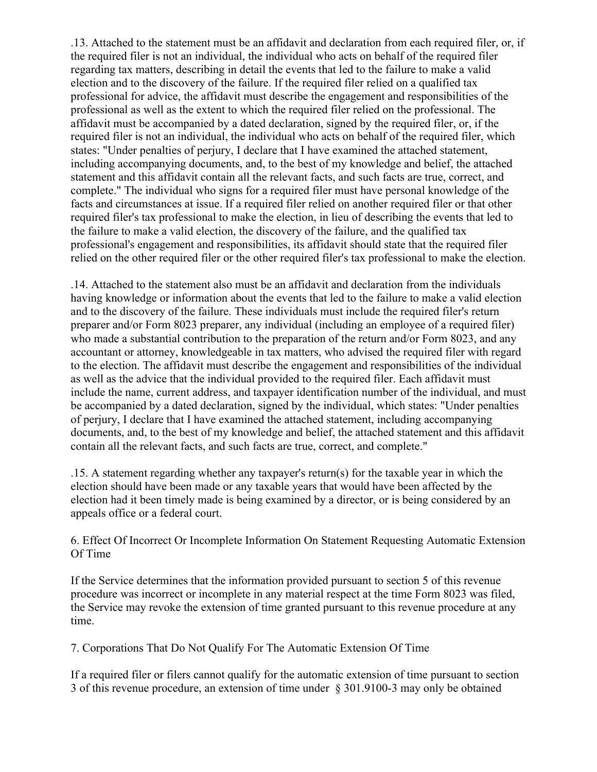.13. Attached to the statement must be an affidavit and declaration from each required filer, or, if the required filer is not an individual, the individual who acts on behalf of the required filer regarding tax matters, describing in detail the events that led to the failure to make a valid election and to the discovery of the failure. If the required filer relied on a qualified tax professional for advice, the affidavit must describe the engagement and responsibilities of the professional as well as the extent to which the required filer relied on the professional. The affidavit must be accompanied by a dated declaration, signed by the required filer, or, if the required filer is not an individual, the individual who acts on behalf of the required filer, which states: "Under penalties of perjury, I declare that I have examined the attached statement, including accompanying documents, and, to the best of my knowledge and belief, the attached statement and this affidavit contain all the relevant facts, and such facts are true, correct, and complete." The individual who signs for a required filer must have personal knowledge of the facts and circumstances at issue. If a required filer relied on another required filer or that other required filer's tax professional to make the election, in lieu of describing the events that led to the failure to make a valid election, the discovery of the failure, and the qualified tax professional's engagement and responsibilities, its affidavit should state that the required filer relied on the other required filer or the other required filer's tax professional to make the election.

.14. Attached to the statement also must be an affidavit and declaration from the individuals having knowledge or information about the events that led to the failure to make a valid election and to the discovery of the failure. These individuals must include the required filer's return preparer and/or Form 8023 preparer, any individual (including an employee of a required filer) who made a substantial contribution to the preparation of the return and/or Form 8023, and any accountant or attorney, knowledgeable in tax matters, who advised the required filer with regard to the election. The affidavit must describe the engagement and responsibilities of the individual as well as the advice that the individual provided to the required filer. Each affidavit must include the name, current address, and taxpayer identification number of the individual, and must be accompanied by a dated declaration, signed by the individual, which states: "Under penalties of perjury, I declare that I have examined the attached statement, including accompanying documents, and, to the best of my knowledge and belief, the attached statement and this affidavit contain all the relevant facts, and such facts are true, correct, and complete."

.15. A statement regarding whether any taxpayer's return(s) for the taxable year in which the election should have been made or any taxable years that would have been affected by the election had it been timely made is being examined by a director, or is being considered by an appeals office or a federal court.

## 6. Effect Of Incorrect Or Incomplete Information On Statement Requesting Automatic Extension Of Time

If the Service determines that the information provided pursuant to section 5 of this revenue procedure was incorrect or incomplete in any material respect at the time Form 8023 was filed, the Service may revoke the extension of time granted pursuant to this revenue procedure at any time.

## 7. Corporations That Do Not Qualify For The Automatic Extension Of Time

If a required filer or filers cannot qualify for the automatic extension of time pursuant to section 3 of this revenue procedure, an extension of time under § 301.9100-3 may only be obtained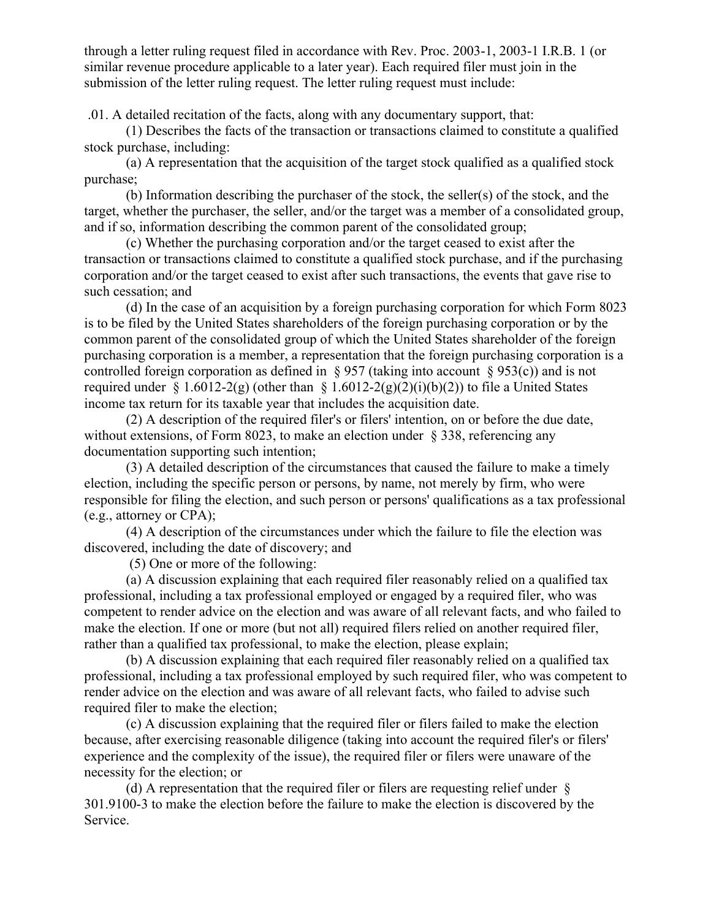through a letter ruling request filed in accordance with Rev. Proc. 2003-1, 2003-1 I.R.B. 1 (or similar revenue procedure applicable to a later year). Each required filer must join in the submission of the letter ruling request. The letter ruling request must include:

.01. A detailed recitation of the facts, along with any documentary support, that:

(1) Describes the facts of the transaction or transactions claimed to constitute a qualified stock purchase, including:

(a) A representation that the acquisition of the target stock qualified as a qualified stock purchase;

(b) Information describing the purchaser of the stock, the seller(s) of the stock, and the target, whether the purchaser, the seller, and/or the target was a member of a consolidated group, and if so, information describing the common parent of the consolidated group;

(c) Whether the purchasing corporation and/or the target ceased to exist after the transaction or transactions claimed to constitute a qualified stock purchase, and if the purchasing corporation and/or the target ceased to exist after such transactions, the events that gave rise to such cessation; and

(d) In the case of an acquisition by a foreign purchasing corporation for which Form 8023 is to be filed by the United States shareholders of the foreign purchasing corporation or by the common parent of the consolidated group of which the United States shareholder of the foreign purchasing corporation is a member, a representation that the foreign purchasing corporation is a controlled foreign corporation as defined in § 957 (taking into account § 953(c)) and is not required under § 1.6012-2(g) (other than § 1.6012-2(g)(2)(i)(b)(2)) to file a United States income tax return for its taxable year that includes the acquisition date.

(2) A description of the required filer's or filers' intention, on or before the due date, without extensions, of Form 8023, to make an election under § 338, referencing any documentation supporting such intention;

(3) A detailed description of the circumstances that caused the failure to make a timely election, including the specific person or persons, by name, not merely by firm, who were responsible for filing the election, and such person or persons' qualifications as a tax professional (e.g., attorney or CPA);

(4) A description of the circumstances under which the failure to file the election was discovered, including the date of discovery; and

(5) One or more of the following:

(a) A discussion explaining that each required filer reasonably relied on a qualified tax professional, including a tax professional employed or engaged by a required filer, who was competent to render advice on the election and was aware of all relevant facts, and who failed to make the election. If one or more (but not all) required filers relied on another required filer, rather than a qualified tax professional, to make the election, please explain;

(b) A discussion explaining that each required filer reasonably relied on a qualified tax professional, including a tax professional employed by such required filer, who was competent to render advice on the election and was aware of all relevant facts, who failed to advise such required filer to make the election;

(c) A discussion explaining that the required filer or filers failed to make the election because, after exercising reasonable diligence (taking into account the required filer's or filers' experience and the complexity of the issue), the required filer or filers were unaware of the necessity for the election; or

(d) A representation that the required filer or filers are requesting relief under § 301.9100-3 to make the election before the failure to make the election is discovered by the Service.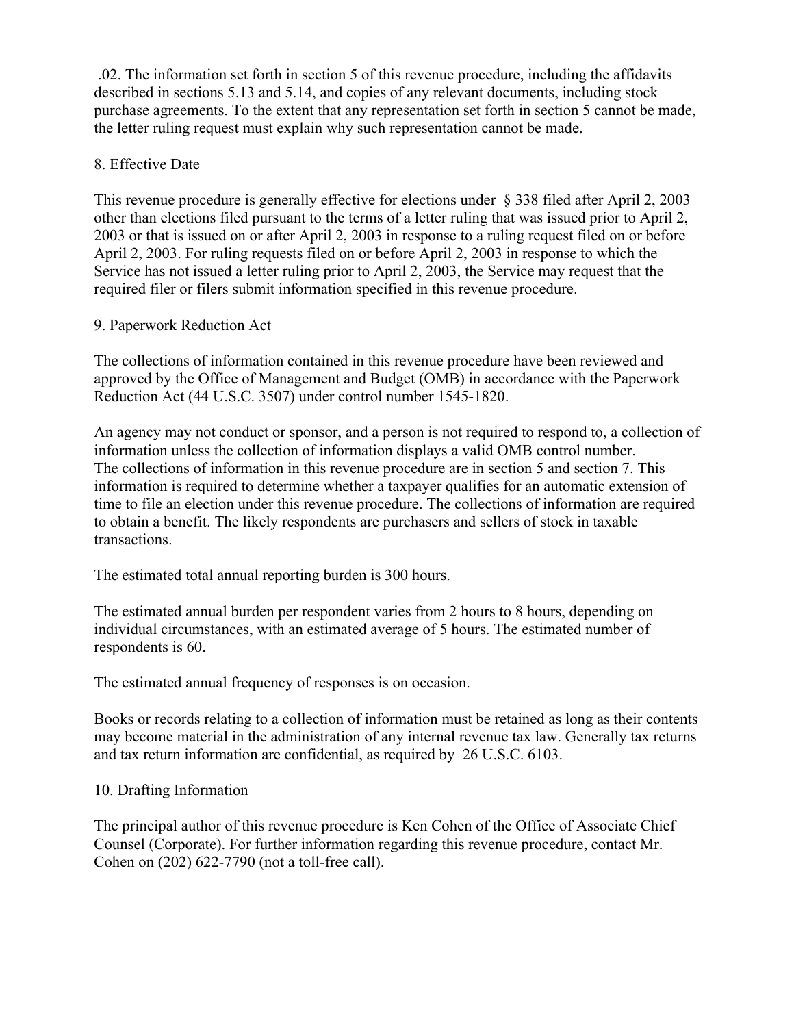.02. The information set forth in section 5 of this revenue procedure, including the affidavits described in sections 5.13 and 5.14, and copies of any relevant documents, including stock purchase agreements. To the extent that any representation set forth in section 5 cannot be made, the letter ruling request must explain why such representation cannot be made.

## 8. Effective Date

This revenue procedure is generally effective for elections under § 338 filed after April 2, 2003 other than elections filed pursuant to the terms of a letter ruling that was issued prior to April 2, 2003 or that is issued on or after April 2, 2003 in response to a ruling request filed on or before April 2, 2003. For ruling requests filed on or before April 2, 2003 in response to which the Service has not issued a letter ruling prior to April 2, 2003, the Service may request that the required filer or filers submit information specified in this revenue procedure.

## 9. Paperwork Reduction Act

The collections of information contained in this revenue procedure have been reviewed and approved by the Office of Management and Budget (OMB) in accordance with the Paperwork Reduction Act (44 U.S.C. 3507) under control number 1545-1820.

An agency may not conduct or sponsor, and a person is not required to respond to, a collection of information unless the collection of information displays a valid OMB control number. The collections of information in this revenue procedure are in section 5 and section 7. This information is required to determine whether a taxpayer qualifies for an automatic extension of time to file an election under this revenue procedure. The collections of information are required to obtain a benefit. The likely respondents are purchasers and sellers of stock in taxable transactions.

The estimated total annual reporting burden is 300 hours.

The estimated annual burden per respondent varies from 2 hours to 8 hours, depending on individual circumstances, with an estimated average of 5 hours. The estimated number of respondents is 60.

The estimated annual frequency of responses is on occasion.

Books or records relating to a collection of information must be retained as long as their contents may become material in the administration of any internal revenue tax law. Generally tax returns and tax return information are confidential, as required by 26 U.S.C. 6103.

## 10. Drafting Information

The principal author of this revenue procedure is Ken Cohen of the Office of Associate Chief Counsel (Corporate). For further information regarding this revenue procedure, contact Mr. Cohen on (202) 622-7790 (not a toll-free call).